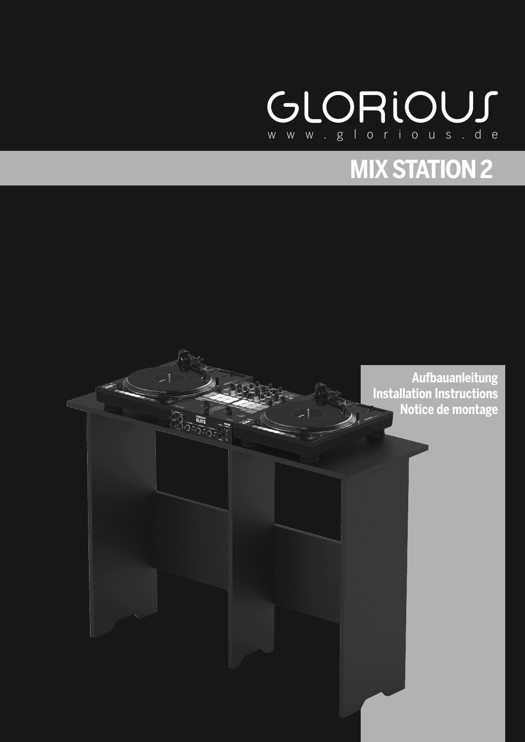GLORiOUS

www.glorious.de

# MIX STATION 2

**Aufbauanleitung**
**Installation Instructions**
**Notice de montage**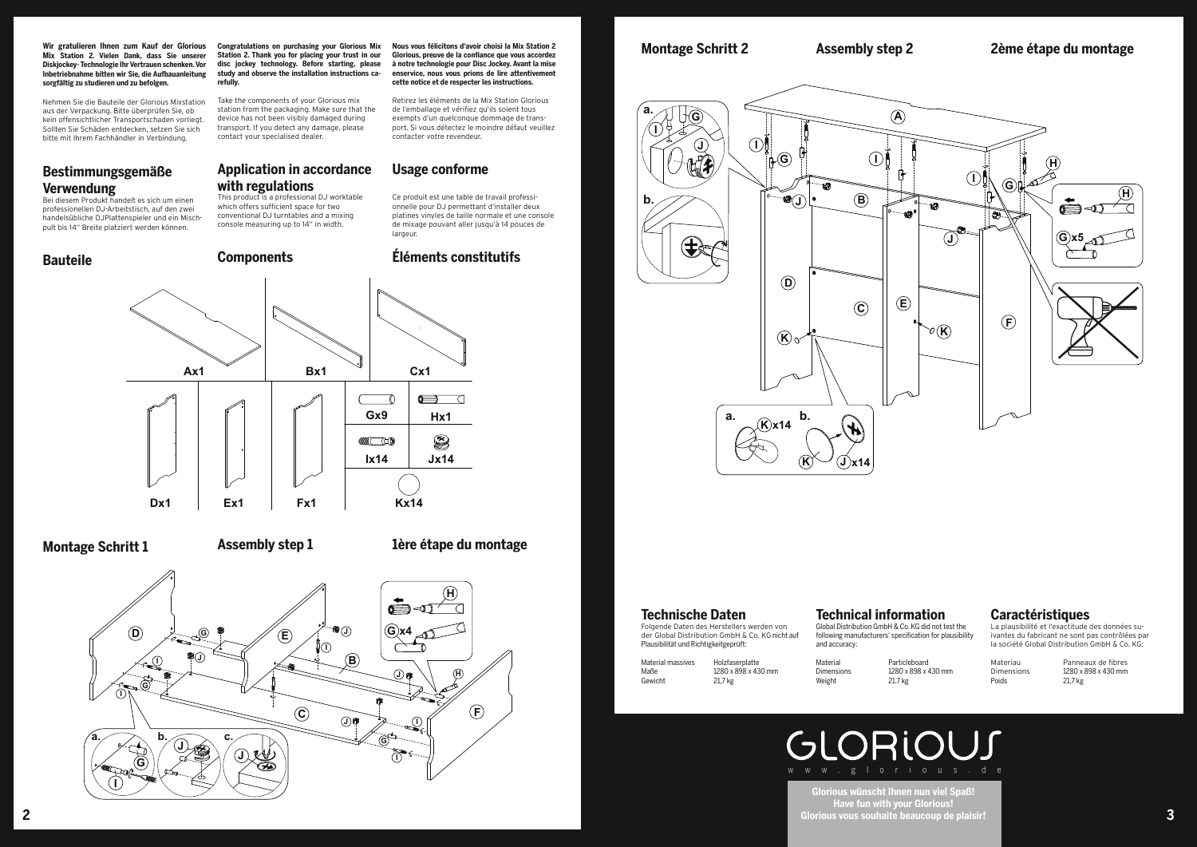**Wir gratulieren Ihnen zum Kauf der Glorious Mix Station 2. Vielen Dank, dass Sie unserer Diskjockey- Technologie Ihr Vertrauen schenken. Vor Inbetriebnahme bitten wir Sie, die Aufbauanleitung sorgfältig zu studieren und zu befolgen.**

Nehmen Sie die Bauteile der Glorious Mixstation aus der Verpackung. Bitte überprüfen Sie, ob kein offensichtlicher Transportschaden vorliegt. Sollten Sie Schäden entdecken, setzen Sie sich bitte mit Ihrem Fachhändler in Verbindung.

**Congratulations on purchasing your Glorious Mix Station 2. Thank you for placing your trust in our disc jockey technology. Before starting, please study and observe the installation instructions carefully.**

Take the components of your Glorious mix station from the packaging. Make sure that the device has not been visibly damaged during transport. If you detect any damage, please contact your specialised dealer.

**Nous vous félicitons d'avoir choisi la Mix Station 2 Glorious, preuve de la confiance que vous accordez à notre technologie pour Disc Jockey. Avant la mise enservice, nous vous prions de lire attentivement cette notice et de respecter les instructions.**

Retirez les éléments de la Mix Station Glorious de l'emballage et vérifiez qu'ils soient tous exempts d'un quelconque dommage de transport. Si vous détectez le moindre défaut veuillez contacter votre revendeur.

## Bestimmungsgemäße Verwendung

Bei diesem Produkt handelt es sich um einen professionellen DJ-Arbeitstisch, auf den zwei handelsübliche DJPlattenspieler und ein Mischpult bis 14" Breite platziert werden können.

## Application in accordance with regulations

This product is a professional DJ worktable which offers sufficient space for two conventional DJ turntables and a mixing console measuring up to 14" in width.

## Usage conforme

Ce produit est une table de travail professionnelle pour DJ permettant d'installer deux platines vinyles de taille normale et une console de mixage pouvant aller jusqu'à 14 pouces de largeur.

## Bauteile

## Components

## Éléments constitutifs

Ax1, Bx1, Cx1, Dx1, Ex1, Fx1, Gx9, Hx1, Ix14, Jx14, Kx14

## Montage Schritt 1

## Assembly step 1

## 1ère étape du montage

## Montage Schritt 2

## Assembly step 2

## 2ème étape du montage

## Technische Daten

Folgende Daten des Herstellers werden von der Global Distribution GmbH & Co. KG nicht auf Plausibilität und Richtigkeit geprüft:

| | |
|---|---|
| Material massives | Holzfaserplatte |
| Maße | 1280 x 898 x 430 mm |
| Gewicht | 21,7 kg |

## Technical information

Global Distribution GmbH & Co. KG did not test the following manufacturers' specification for plausibility and accuracy:

| | |
|---|---|
| Material | Particleboard |
| Dimensions | 1280 x 898 x 430 mm |
| Weight | 21.7 kg |

## Caractéristiques

La plausibilité et l'exactitude des données suivantes du fabricant ne sont pas contrôlées par la société Global Distribution GmbH & Co. KG:

| | |
|---|---|
| Materiau | Panneaux de fibres |
| Dimensions | 1280 x 898 x 430 mm |
| Poids | 21,7 kg |

GLORIOUS
www.glorious.de

**Glorious wünscht Ihnen nun viel Spaß!**
**Have fun with your Glorious!**
**Glorious vous souhaite beaucoup de plaisir!**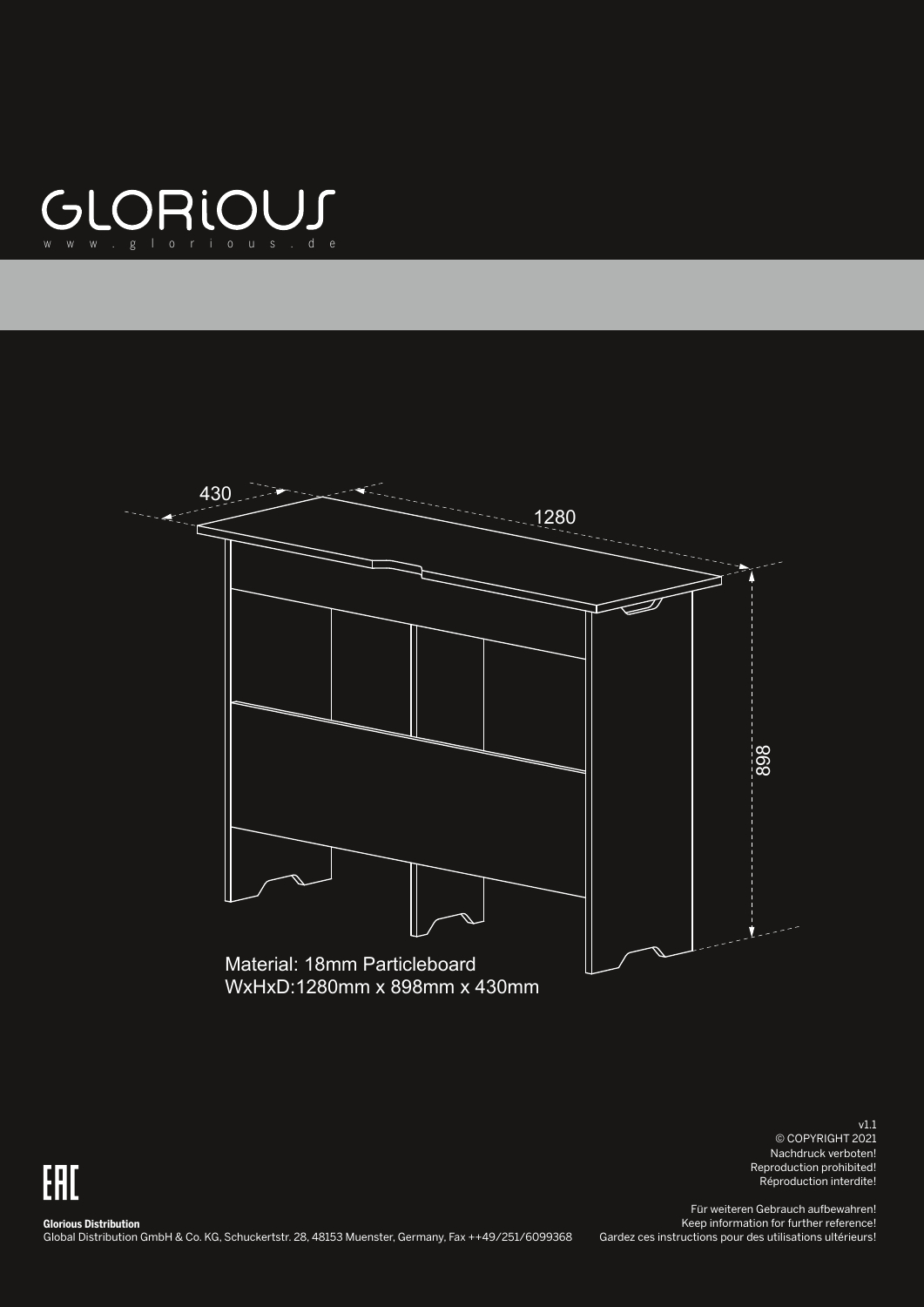GLORiOUS

www.glorious.de

430

1280

898

Material: 18mm Particleboard
WxHxD:1280mm x 898mm x 430mm

EAC

v1.1
© COPYRIGHT 2021
Nachdruck verboten!
Reproduction prohibited!
Réproduction interdite!

**Glorious Distribution**
Global Distribution GmbH & Co. KG, Schuckertstr. 28, 48153 Muenster, Germany, Fax ++49/251/6099368

Für weiteren Gebrauch aufbewahren!
Keep information for further reference!
Gardez ces instructions pour des utilisations ultérieurs!